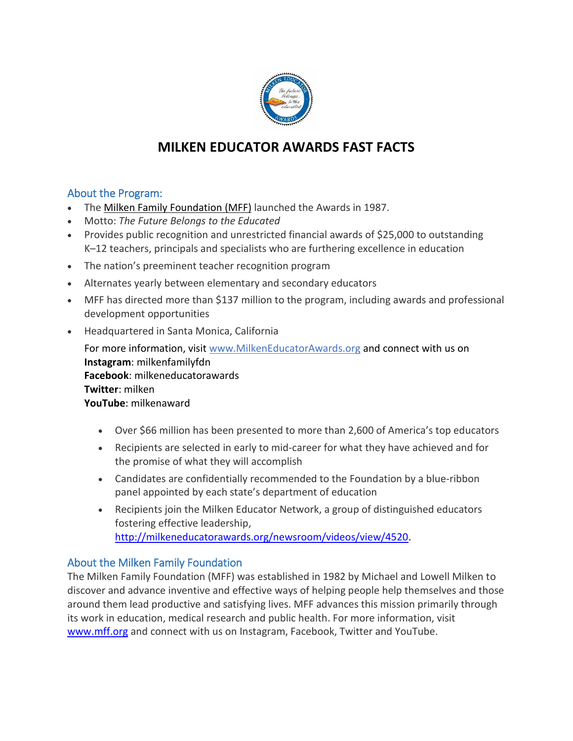# MILKEN EDUCATOR AWARDS FAST FACTS

## About the Program:

- The Milken Family Foundation (MFF) launched the Awards in 1987.
- Motto: *The Future Belongs to the Educated*
- Provides public recognition and unrestricted financial awards of $25,000 to outstanding K–12 teachers, principals and specialists who are furthering excellence in education
- The nation's preeminent teacher recognition program
- Alternates yearly between elementary and secondary educators
- MFF has directed more than $137 million to the program, including awards and professional development opportunities
- Headquartered in Santa Monica, California

  For more information, visit www.MilkenEducatorAwards.org and connect with us on
  **Instagram**: milkenfamilyfdn
  **Facebook**: milkeneducatorawards
  **Twitter**: milken
  **YouTube**: milkenaward

  - Over $66 million has been presented to more than 2,600 of America's top educators
  - Recipients are selected in early to mid-career for what they have achieved and for the promise of what they will accomplish
  - Candidates are confidentially recommended to the Foundation by a blue-ribbon panel appointed by each state's department of education
  - Recipients join the Milken Educator Network, a group of distinguished educators fostering effective leadership, http://milkeneducatorawards.org/newsroom/videos/view/4520.

## About the Milken Family Foundation

The Milken Family Foundation (MFF) was established in 1982 by Michael and Lowell Milken to discover and advance inventive and effective ways of helping people help themselves and those around them lead productive and satisfying lives. MFF advances this mission primarily through its work in education, medical research and public health. For more information, visit www.mff.org and connect with us on Instagram, Facebook, Twitter and YouTube.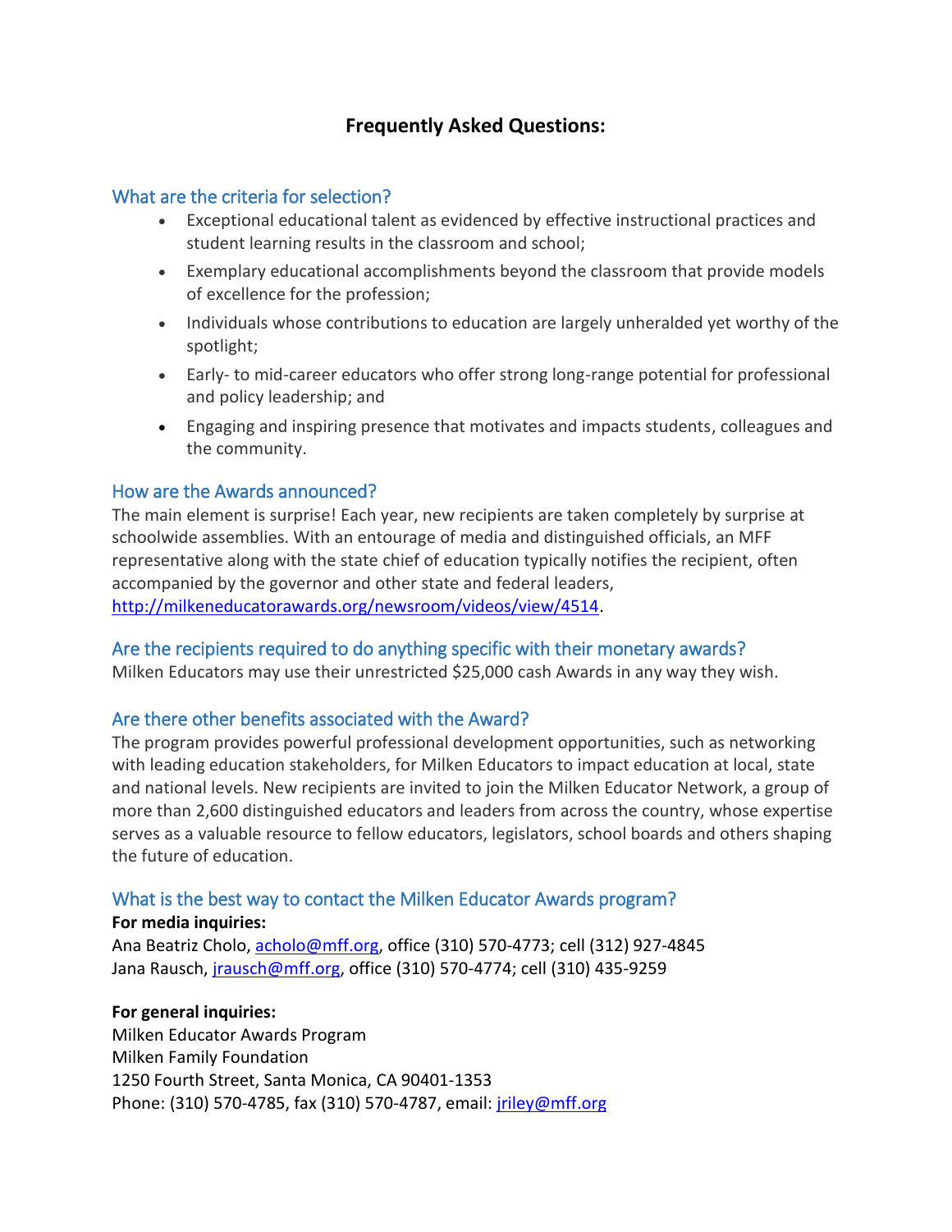# Frequently Asked Questions:

## What are the criteria for selection?

- Exceptional educational talent as evidenced by effective instructional practices and student learning results in the classroom and school;
- Exemplary educational accomplishments beyond the classroom that provide models of excellence for the profession;
- Individuals whose contributions to education are largely unheralded yet worthy of the spotlight;
- Early- to mid-career educators who offer strong long-range potential for professional and policy leadership; and
- Engaging and inspiring presence that motivates and impacts students, colleagues and the community.

## How are the Awards announced?

The main element is surprise! Each year, new recipients are taken completely by surprise at schoolwide assemblies. With an entourage of media and distinguished officials, an MFF representative along with the state chief of education typically notifies the recipient, often accompanied by the governor and other state and federal leaders, http://milkeneducatorawards.org/newsroom/videos/view/4514.

## Are the recipients required to do anything specific with their monetary awards?

Milken Educators may use their unrestricted $25,000 cash Awards in any way they wish.

## Are there other benefits associated with the Award?

The program provides powerful professional development opportunities, such as networking with leading education stakeholders, for Milken Educators to impact education at local, state and national levels. New recipients are invited to join the Milken Educator Network, a group of more than 2,600 distinguished educators and leaders from across the country, whose expertise serves as a valuable resource to fellow educators, legislators, school boards and others shaping the future of education.

## What is the best way to contact the Milken Educator Awards program?

**For media inquiries:**
Ana Beatriz Cholo, acholo@mff.org, office (310) 570-4773; cell (312) 927-4845
Jana Rausch, jrausch@mff.org, office (310) 570-4774; cell (310) 435-9259

**For general inquiries:**
Milken Educator Awards Program
Milken Family Foundation
1250 Fourth Street, Santa Monica, CA 90401-1353
Phone: (310) 570-4785, fax (310) 570-4787, email: jriley@mff.org